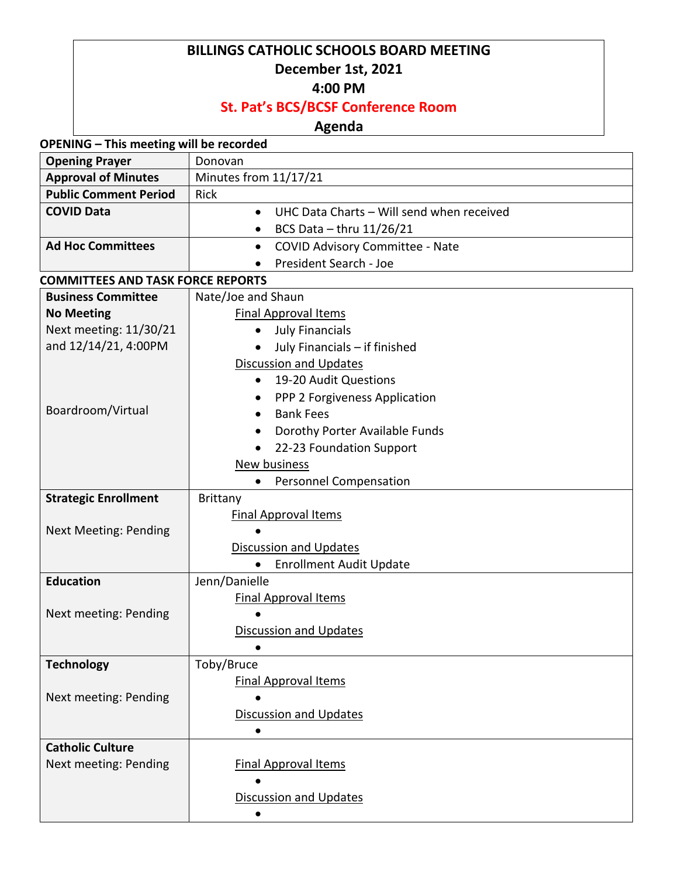# BILLINGS CATHOLIC SCHOOLS BOARD MEETING

**December 1st, 2021**

**4:00 PM**

**St. Pat's BCS/BCSF Conference Room**

**Agenda**

**OPENING – This meeting will be recorded**

| | |
|---|---|
| **Opening Prayer** | Donovan |
| **Approval of Minutes** | Minutes from 11/17/21 |
| **Public Comment Period** | Rick |
| **COVID Data** | • UHC Data Charts – Will send when received<br>• BCS Data – thru 11/26/21 |
| **Ad Hoc Committees** | • COVID Advisory Committee - Nate<br>• President Search - Joe |

**COMMITTEES AND TASK FORCE REPORTS**

| | |
|---|---|
| **Business Committee**<br>**No Meeting**<br>Next meeting: 11/30/21 and 12/14/21, 4:00PM<br><br>Boardroom/Virtual | Nate/Joe and Shaun<br><u>Final Approval Items</u><br>• July Financials<br>• July Financials – if finished<br><u>Discussion and Updates</u><br>• 19-20 Audit Questions<br>• PPP 2 Forgiveness Application<br>• Bank Fees<br>• Dorothy Porter Available Funds<br>• 22-23 Foundation Support<br><u>New business</u><br>• Personnel Compensation |
| **Strategic Enrollment**<br><br>Next Meeting: Pending | Brittany<br><u>Final Approval Items</u><br>•<br><u>Discussion and Updates</u><br>• Enrollment Audit Update |
| **Education**<br><br>Next meeting: Pending | Jenn/Danielle<br><u>Final Approval Items</u><br>•<br><u>Discussion and Updates</u><br>• |
| **Technology**<br><br>Next meeting: Pending | Toby/Bruce<br><u>Final Approval Items</u><br>•<br><u>Discussion and Updates</u><br>• |
| **Catholic Culture**<br>Next meeting: Pending | <u>Final Approval Items</u><br>•<br><u>Discussion and Updates</u><br>• |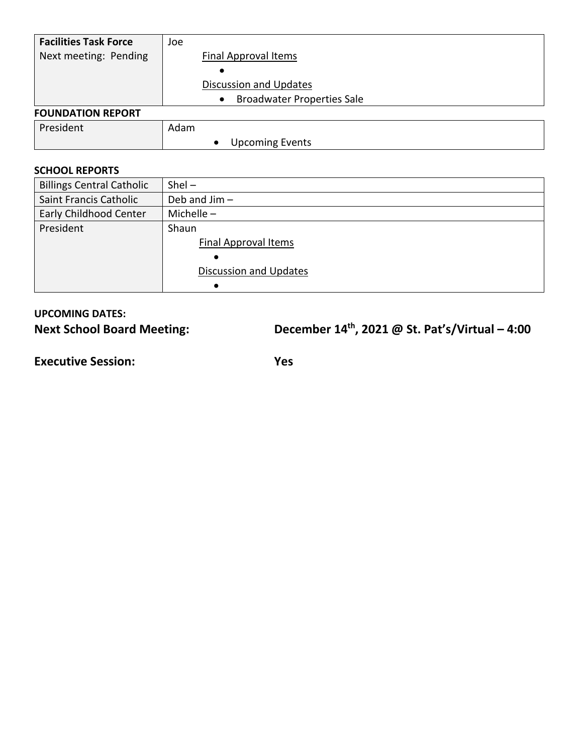| | |
|---|---|
| **Facilities Task Force**<br>Next meeting: Pending | Joe<br>Final Approval Items<br>•<br>Discussion and Updates<br>• Broadwater Properties Sale |

**FOUNDATION REPORT**

| | |
|---|---|
| President | Adam<br>• Upcoming Events |

**SCHOOL REPORTS**

| | |
|---|---|
| Billings Central Catholic | Shel – |
| Saint Francis Catholic | Deb and Jim – |
| Early Childhood Center | Michelle – |
| President | Shaun<br>Final Approval Items<br>•<br>Discussion and Updates<br>• |

**UPCOMING DATES:**

**Next School Board Meeting:** **December 14th, 2021 @ St. Pat's/Virtual – 4:00**

**Executive Session:** **Yes**